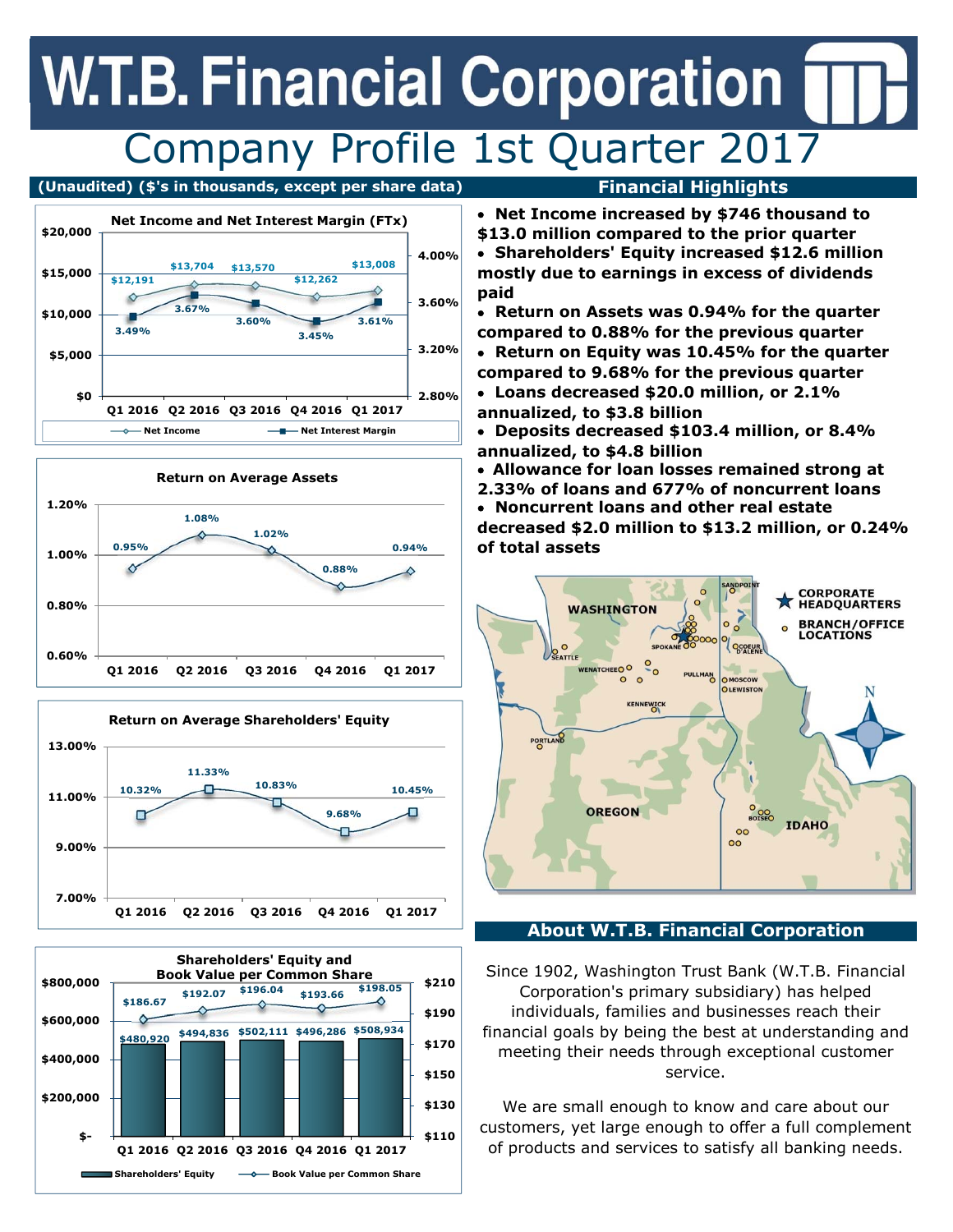# W.T.B. Financial Corporation

## Company Profile 1st Quarter 2017

**(Unaudited) ($'s in thousands, except per share data)**

### Net Income and Net Interest Margin (FTx)

| | Q1 2016 | Q2 2016 | Q3 2016 | Q4 2016 | Q1 2017 |
|---|---|---|---|---|---|
| Net Income | $12,191 | $13,704 | $13,570 | $12,262 | $13,008 |
| Net Interest Margin | 3.49% | 3.67% | 3.60% | 3.45% | 3.61% |

### Return on Average Assets

| Q1 2016 | Q2 2016 | Q3 2016 | Q4 2016 | Q1 2017 |
|---|---|---|---|---|
| 0.95% | 1.08% | 1.02% | 0.88% | 0.94% |

### Return on Average Shareholders' Equity

| Q1 2016 | Q2 2016 | Q3 2016 | Q4 2016 | Q1 2017 |
|---|---|---|---|---|
| 10.32% | 11.33% | 10.83% | 9.68% | 10.45% |

### Shareholders' Equity and Book Value per Common Share

| | Q1 2016 | Q2 2016 | Q3 2016 | Q4 2016 | Q1 2017 |
|---|---|---|---|---|---|
| Shareholders' Equity | $480,920 | $494,836 | $502,111 | $496,286 | $508,934 |
| Book Value per Common Share | $186.67 | $192.07 | $196.04 | $193.66 | $198.05 |

## Financial Highlights

- **Net Income increased by $746 thousand to $13.0 million compared to the prior quarter**
- **Shareholders' Equity increased $12.6 million mostly due to earnings in excess of dividends paid**
- **Return on Assets was 0.94% for the quarter compared to 0.88% for the previous quarter**
- **Return on Equity was 10.45% for the quarter compared to 9.68% for the previous quarter**
- **Loans decreased $20.0 million, or 2.1% annualized, to $3.8 billion**
- **Deposits decreased $103.4 million, or 8.4% annualized, to $4.8 billion**
- **Allowance for loan losses remained strong at 2.33% of loans and 677% of noncurrent loans**
- **Noncurrent loans and other real estate decreased $2.0 million to $13.2 million, or 0.24% of total assets**

## About W.T.B. Financial Corporation

Since 1902, Washington Trust Bank (W.T.B. Financial Corporation's primary subsidiary) has helped individuals, families and businesses reach their financial goals by being the best at understanding and meeting their needs through exceptional customer service.

We are small enough to know and care about our customers, yet large enough to offer a full complement of products and services to satisfy all banking needs.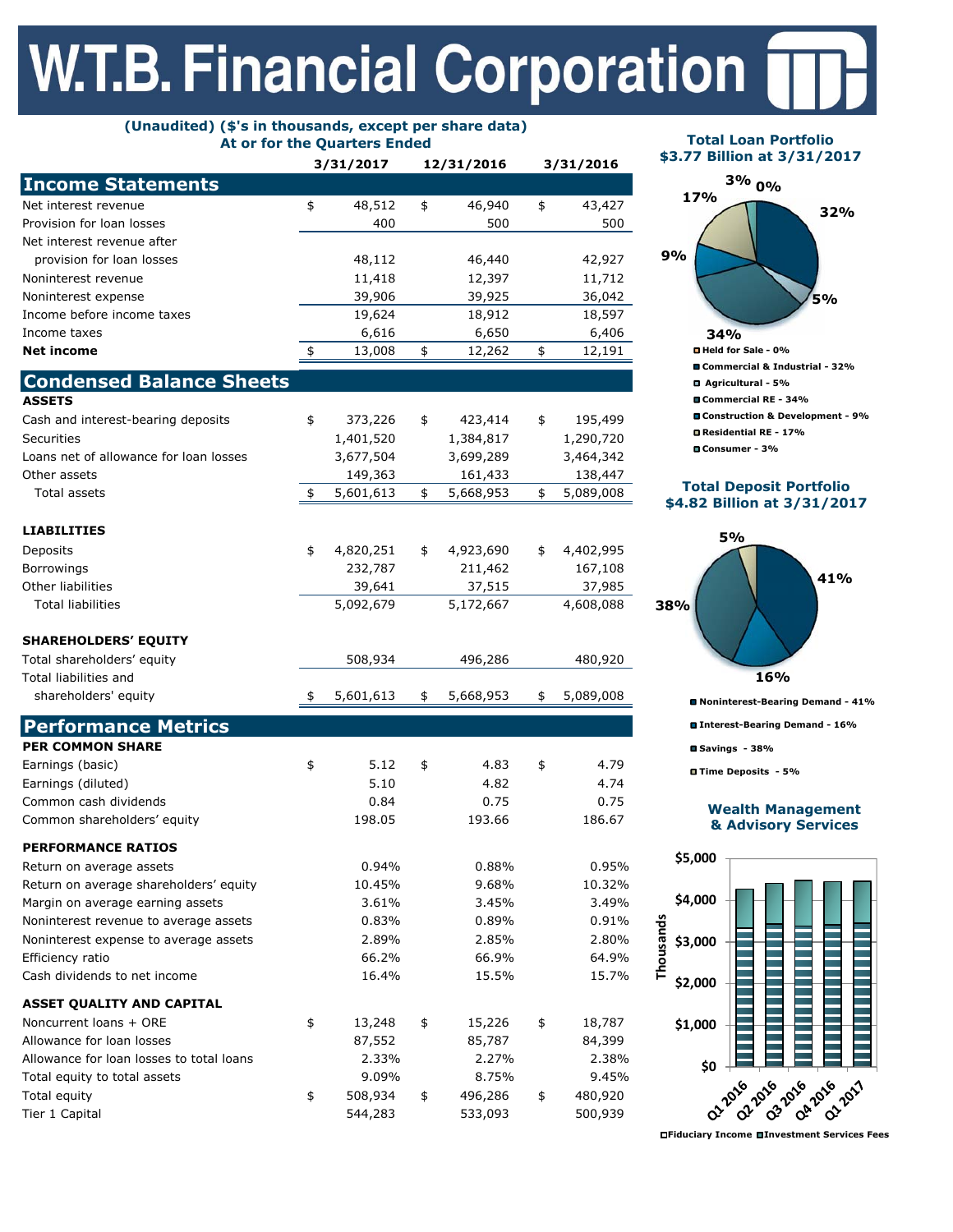# W.T.B. Financial Corporation

**(Unaudited) ($'s in thousands, except per share data)**
**At or for the Quarters Ended**

| | 3/31/2017 | 12/31/2016 | 3/31/2016 |
|---|---|---|---|
| **Income Statements** | | | |
| Net interest revenue | $ 48,512 | $ 46,940 | $ 43,427 |
| Provision for loan losses | 400 | 500 | 500 |
| Net interest revenue after provision for loan losses | 48,112 | 46,440 | 42,927 |
| Noninterest revenue | 11,418 | 12,397 | 11,712 |
| Noninterest expense | 39,906 | 39,925 | 36,042 |
| Income before income taxes | 19,624 | 18,912 | 18,597 |
| Income taxes | 6,616 | 6,650 | 6,406 |
| **Net income** | $ 13,008 | $ 12,262 | $ 12,191 |
| **Condensed Balance Sheets** | | | |
| **ASSETS** | | | |
| Cash and interest-bearing deposits | $ 373,226 | $ 423,414 | $ 195,499 |
| Securities | 1,401,520 | 1,384,817 | 1,290,720 |
| Loans net of allowance for loan losses | 3,677,504 | 3,699,289 | 3,464,342 |
| Other assets | 149,363 | 161,433 | 138,447 |
| Total assets | $ 5,601,613 | $ 5,668,953 | $ 5,089,008 |
| **LIABILITIES** | | | |
| Deposits | $ 4,820,251 | $ 4,923,690 | $ 4,402,995 |
| Borrowings | 232,787 | 211,462 | 167,108 |
| Other liabilities | 39,641 | 37,515 | 37,985 |
| Total liabilities | 5,092,679 | 5,172,667 | 4,608,088 |
| **SHAREHOLDERS' EQUITY** | | | |
| Total shareholders' equity | 508,934 | 496,286 | 480,920 |
| Total liabilities and shareholders' equity | $ 5,601,613 | $ 5,668,953 | $ 5,089,008 |
| **Performance Metrics** | | | |
| **PER COMMON SHARE** | | | |
| Earnings (basic) | $ 5.12 | $ 4.83 | $ 4.79 |
| Earnings (diluted) | 5.10 | 4.82 | 4.74 |
| Common cash dividends | 0.84 | 0.75 | 0.75 |
| Common shareholders' equity | 198.05 | 193.66 | 186.67 |
| **PERFORMANCE RATIOS** | | | |
| Return on average assets | 0.94% | 0.88% | 0.95% |
| Return on average shareholders' equity | 10.45% | 9.68% | 10.32% |
| Margin on average earning assets | 3.61% | 3.45% | 3.49% |
| Noninterest revenue to average assets | 0.83% | 0.89% | 0.91% |
| Noninterest expense to average assets | 2.89% | 2.85% | 2.80% |
| Efficiency ratio | 66.2% | 66.9% | 64.9% |
| Cash dividends to net income | 16.4% | 15.5% | 15.7% |
| **ASSET QUALITY AND CAPITAL** | | | |
| Noncurrent loans + ORE | $ 13,248 | $ 15,226 | $ 18,787 |
| Allowance for loan losses | 87,552 | 85,787 | 84,399 |
| Allowance for loan losses to total loans | 2.33% | 2.27% | 2.38% |
| Total equity to total assets | 9.09% | 8.75% | 9.45% |
| Total equity | $ 508,934 | $ 496,286 | $ 480,920 |
| Tier 1 Capital | 544,283 | 533,093 | 500,939 |

**Total Loan Portfolio**
**$3.77 Billion at 3/31/2017**

3%
0%
32%
5%
34%
9%
17%

- Held for Sale - 0%
- Commercial & Industrial - 32%
- Agricultural - 5%
- Commercial RE - 34%
- Construction & Development - 9%
- Residential RE - 17%
- Consumer - 3%

**Total Deposit Portfolio**
**$4.82 Billion at 3/31/2017**

5%
41%
16%
38%

- Noninterest-Bearing Demand - 41%
- Interest-Bearing Demand - 16%
- Savings - 38%
- Time Deposits - 5%

**Wealth Management & Advisory Services**

Thousands

$5,000
$4,000
$3,000
$2,000
$1,000
$0

Q1 2016
Q2 2016
Q3 2016
Q4 2016
Q1 2017

Fiduciary Income
Investment Services Fees